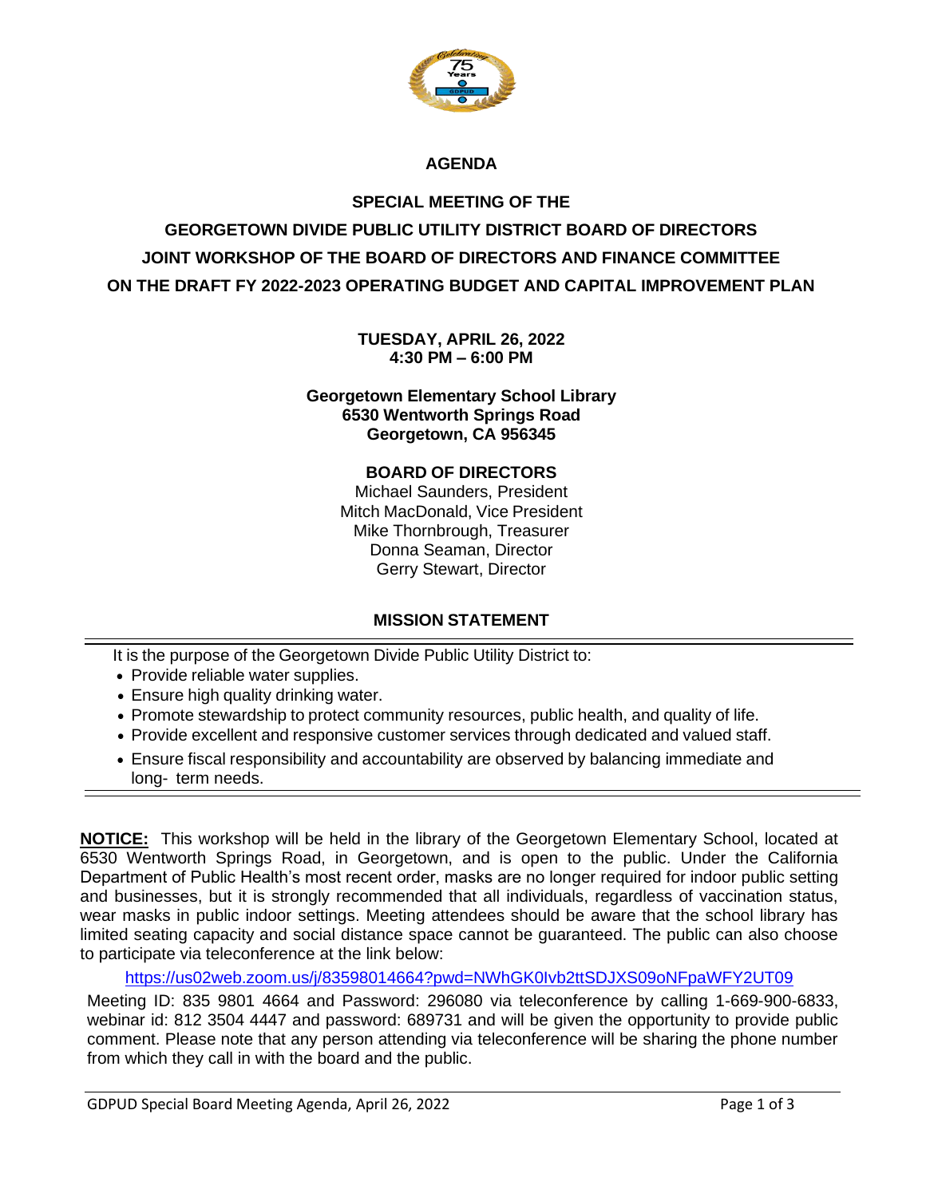# AGENDA

## SPECIAL MEETING OF THE
## GEORGETOWN DIVIDE PUBLIC UTILITY DISTRICT BOARD OF DIRECTORS
## JOINT WORKSHOP OF THE BOARD OF DIRECTORS AND FINANCE COMMITTEE
## ON THE DRAFT FY 2022-2023 OPERATING BUDGET AND CAPITAL IMPROVEMENT PLAN

**TUESDAY, APRIL 26, 2022**
**4:30 PM – 6:00 PM**

**Georgetown Elementary School Library**
**6530 Wentworth Springs Road**
**Georgetown, CA 956345**

**BOARD OF DIRECTORS**

Michael Saunders, President
Mitch MacDonald, Vice President
Mike Thornbrough, Treasurer
Donna Seaman, Director
Gerry Stewart, Director

**MISSION STATEMENT**

It is the purpose of the Georgetown Divide Public Utility District to:

- Provide reliable water supplies.
- Ensure high quality drinking water.
- Promote stewardship to protect community resources, public health, and quality of life.
- Provide excellent and responsive customer services through dedicated and valued staff.
- Ensure fiscal responsibility and accountability are observed by balancing immediate and long- term needs.

**NOTICE:** This workshop will be held in the library of the Georgetown Elementary School, located at 6530 Wentworth Springs Road, in Georgetown, and is open to the public. Under the California Department of Public Health's most recent order, masks are no longer required for indoor public setting and businesses, but it is strongly recommended that all individuals, regardless of vaccination status, wear masks in public indoor settings. Meeting attendees should be aware that the school library has limited seating capacity and social distance space cannot be guaranteed. The public can also choose to participate via teleconference at the link below:

https://us02web.zoom.us/j/83598014664?pwd=NWhGK0Ivb2ttSDJXS09oNFpaWFY2UT09

Meeting ID: 835 9801 4664 and Password: 296080 via teleconference by calling 1-669-900-6833, webinar id: 812 3504 4447 and password: 689731 and will be given the opportunity to provide public comment. Please note that any person attending via teleconference will be sharing the phone number from which they call in with the board and the public.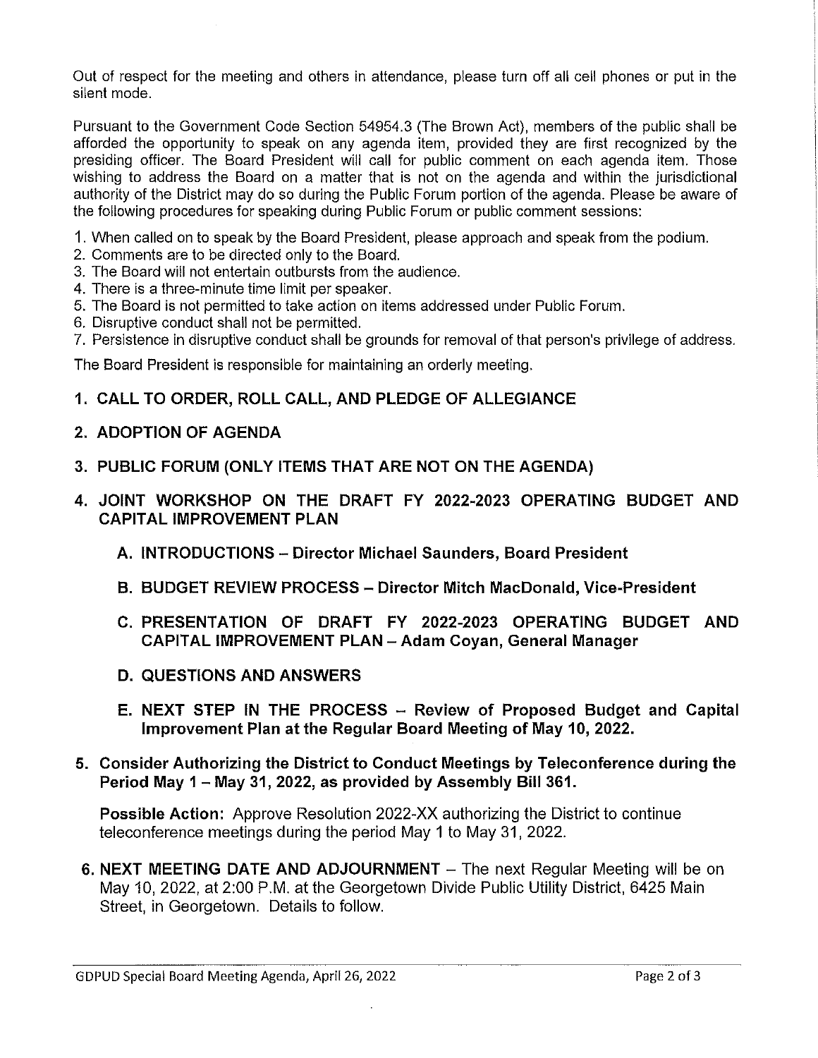Out of respect for the meeting and others in attendance, please turn off all cell phones or put in the silent mode.

Pursuant to the Government Code Section 54954.3 (The Brown Act), members of the public shall be afforded the opportunity to speak on any agenda item, provided they are first recognized by the presiding officer. The Board President will call for public comment on each agenda item. Those wishing to address the Board on a matter that is not on the agenda and within the jurisdictional authority of the District may do so during the Public Forum portion of the agenda. Please be aware of the following procedures for speaking during Public Forum or public comment sessions:

1. When called on to speak by the Board President, please approach and speak from the podium.
2. Comments are to be directed only to the Board.
3. The Board will not entertain outbursts from the audience.
4. There is a three-minute time limit per speaker.
5. The Board is not permitted to take action on items addressed under Public Forum.
6. Disruptive conduct shall not be permitted.
7. Persistence in disruptive conduct shall be grounds for removal of that person's privilege of address.

The Board President is responsible for maintaining an orderly meeting.

**1. CALL TO ORDER, ROLL CALL, AND PLEDGE OF ALLEGIANCE**

**2. ADOPTION OF AGENDA**

**3. PUBLIC FORUM (ONLY ITEMS THAT ARE NOT ON THE AGENDA)**

**4. JOINT WORKSHOP ON THE DRAFT FY 2022-2023 OPERATING BUDGET AND CAPITAL IMPROVEMENT PLAN**

- **A. INTRODUCTIONS – Director Michael Saunders, Board President**
- **B. BUDGET REVIEW PROCESS – Director Mitch MacDonald, Vice-President**
- **C. PRESENTATION OF DRAFT FY 2022-2023 OPERATING BUDGET AND CAPITAL IMPROVEMENT PLAN – Adam Coyan, General Manager**
- **D. QUESTIONS AND ANSWERS**
- **E. NEXT STEP IN THE PROCESS – Review of Proposed Budget and Capital Improvement Plan at the Regular Board Meeting of May 10, 2022.**

**5. Consider Authorizing the District to Conduct Meetings by Teleconference during the Period May 1 – May 31, 2022, as provided by Assembly Bill 361.**

**Possible Action:** Approve Resolution 2022-XX authorizing the District to continue teleconference meetings during the period May 1 to May 31, 2022.

**6. NEXT MEETING DATE AND ADJOURNMENT** – The next Regular Meeting will be on May 10, 2022, at 2:00 P.M. at the Georgetown Divide Public Utility District, 6425 Main Street, in Georgetown. Details to follow.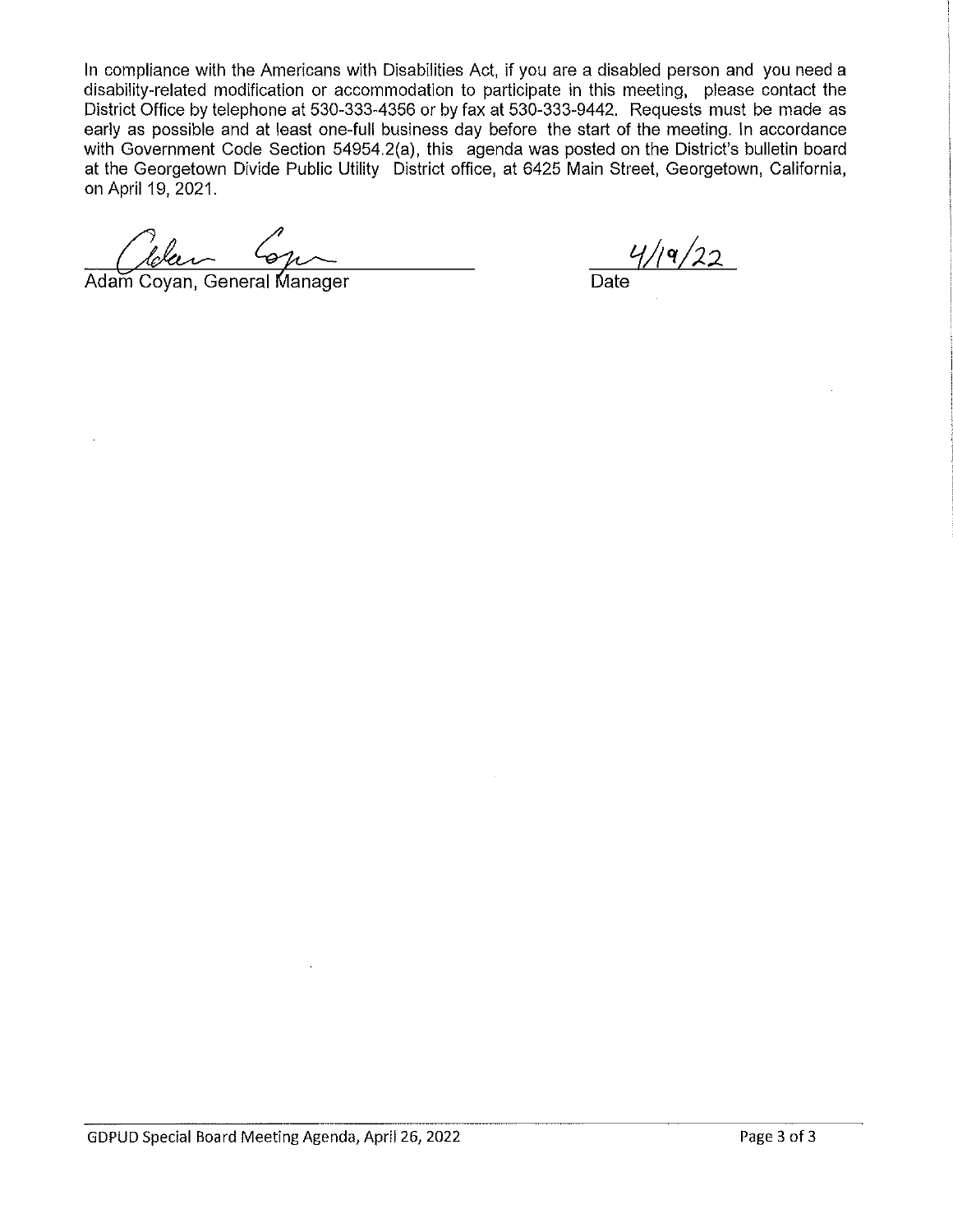In compliance with the Americans with Disabilities Act, if you are a disabled person and you need a disability-related modification or accommodation to participate in this meeting, please contact the District Office by telephone at 530-333-4356 or by fax at 530-333-9442. Requests must be made as early as possible and at least one-full business day before the start of the meeting. In accordance with Government Code Section 54954.2(a), this agenda was posted on the District's bulletin board at the Georgetown Divide Public Utility District office, at 6425 Main Street, Georgetown, California, on April 19, 2021.

Adam Coyan, General Manager

4/19/22
Date